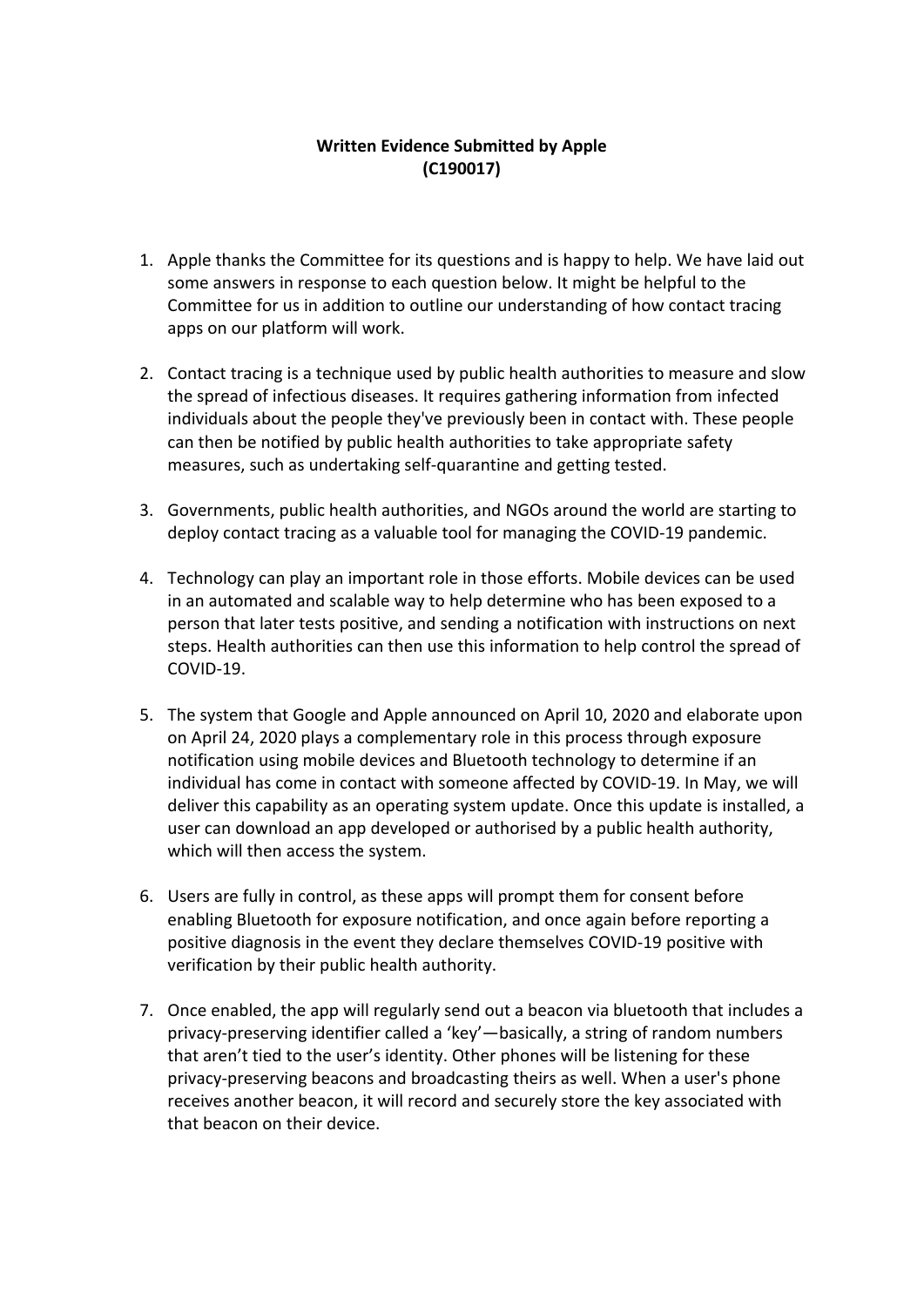**Written Evidence Submitted by Apple**
**(C190017)**

1. Apple thanks the Committee for its questions and is happy to help. We have laid out some answers in response to each question below. It might be helpful to the Committee for us in addition to outline our understanding of how contact tracing apps on our platform will work.

2. Contact tracing is a technique used by public health authorities to measure and slow the spread of infectious diseases. It requires gathering information from infected individuals about the people they've previously been in contact with. These people can then be notified by public health authorities to take appropriate safety measures, such as undertaking self-quarantine and getting tested.

3. Governments, public health authorities, and NGOs around the world are starting to deploy contact tracing as a valuable tool for managing the COVID-19 pandemic.

4. Technology can play an important role in those efforts. Mobile devices can be used in an automated and scalable way to help determine who has been exposed to a person that later tests positive, and sending a notification with instructions on next steps. Health authorities can then use this information to help control the spread of COVID-19.

5. The system that Google and Apple announced on April 10, 2020 and elaborate upon on April 24, 2020 plays a complementary role in this process through exposure notification using mobile devices and Bluetooth technology to determine if an individual has come in contact with someone affected by COVID-19. In May, we will deliver this capability as an operating system update. Once this update is installed, a user can download an app developed or authorised by a public health authority, which will then access the system.

6. Users are fully in control, as these apps will prompt them for consent before enabling Bluetooth for exposure notification, and once again before reporting a positive diagnosis in the event they declare themselves COVID-19 positive with verification by their public health authority.

7. Once enabled, the app will regularly send out a beacon via bluetooth that includes a privacy-preserving identifier called a 'key'—basically, a string of random numbers that aren't tied to the user's identity. Other phones will be listening for these privacy-preserving beacons and broadcasting theirs as well. When a user's phone receives another beacon, it will record and securely store the key associated with that beacon on their device.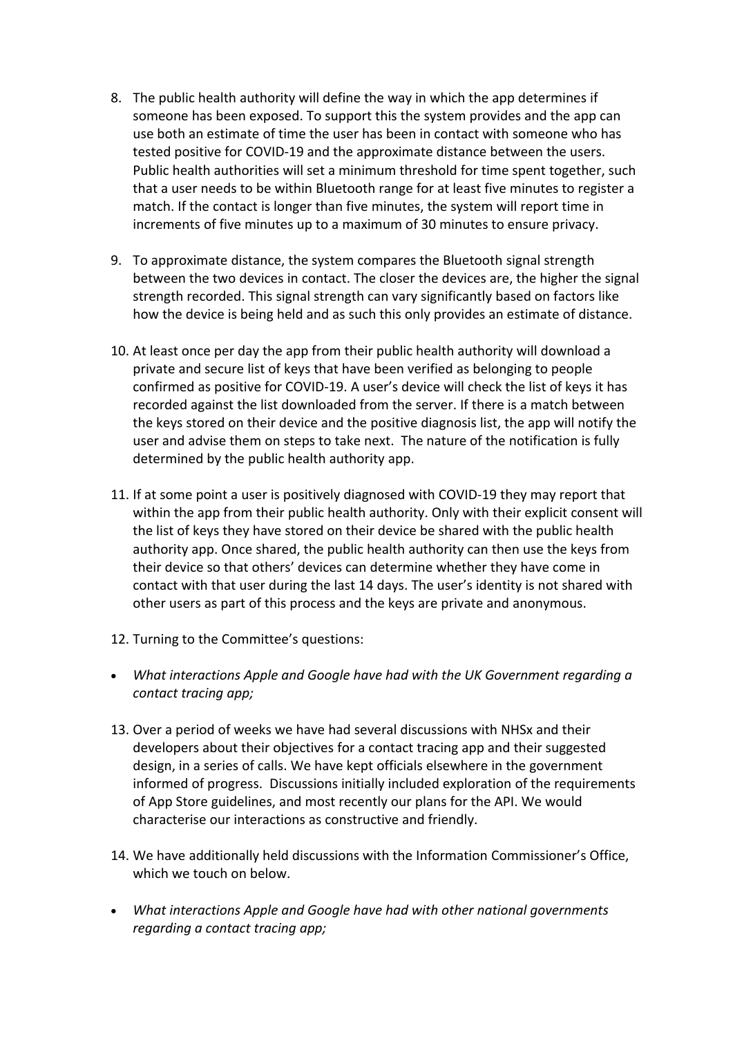8. The public health authority will define the way in which the app determines if someone has been exposed. To support this the system provides and the app can use both an estimate of time the user has been in contact with someone who has tested positive for COVID-19 and the approximate distance between the users. Public health authorities will set a minimum threshold for time spent together, such that a user needs to be within Bluetooth range for at least five minutes to register a match. If the contact is longer than five minutes, the system will report time in increments of five minutes up to a maximum of 30 minutes to ensure privacy.

9. To approximate distance, the system compares the Bluetooth signal strength between the two devices in contact. The closer the devices are, the higher the signal strength recorded. This signal strength can vary significantly based on factors like how the device is being held and as such this only provides an estimate of distance.

10. At least once per day the app from their public health authority will download a private and secure list of keys that have been verified as belonging to people confirmed as positive for COVID-19. A user's device will check the list of keys it has recorded against the list downloaded from the server. If there is a match between the keys stored on their device and the positive diagnosis list, the app will notify the user and advise them on steps to take next. The nature of the notification is fully determined by the public health authority app.

11. If at some point a user is positively diagnosed with COVID-19 they may report that within the app from their public health authority. Only with their explicit consent will the list of keys they have stored on their device be shared with the public health authority app. Once shared, the public health authority can then use the keys from their device so that others' devices can determine whether they have come in contact with that user during the last 14 days. The user's identity is not shared with other users as part of this process and the keys are private and anonymous.

12. Turning to the Committee's questions:

- *What interactions Apple and Google have had with the UK Government regarding a contact tracing app;*

13. Over a period of weeks we have had several discussions with NHSx and their developers about their objectives for a contact tracing app and their suggested design, in a series of calls. We have kept officials elsewhere in the government informed of progress. Discussions initially included exploration of the requirements of App Store guidelines, and most recently our plans for the API. We would characterise our interactions as constructive and friendly.

14. We have additionally held discussions with the Information Commissioner's Office, which we touch on below.

- *What interactions Apple and Google have had with other national governments regarding a contact tracing app;*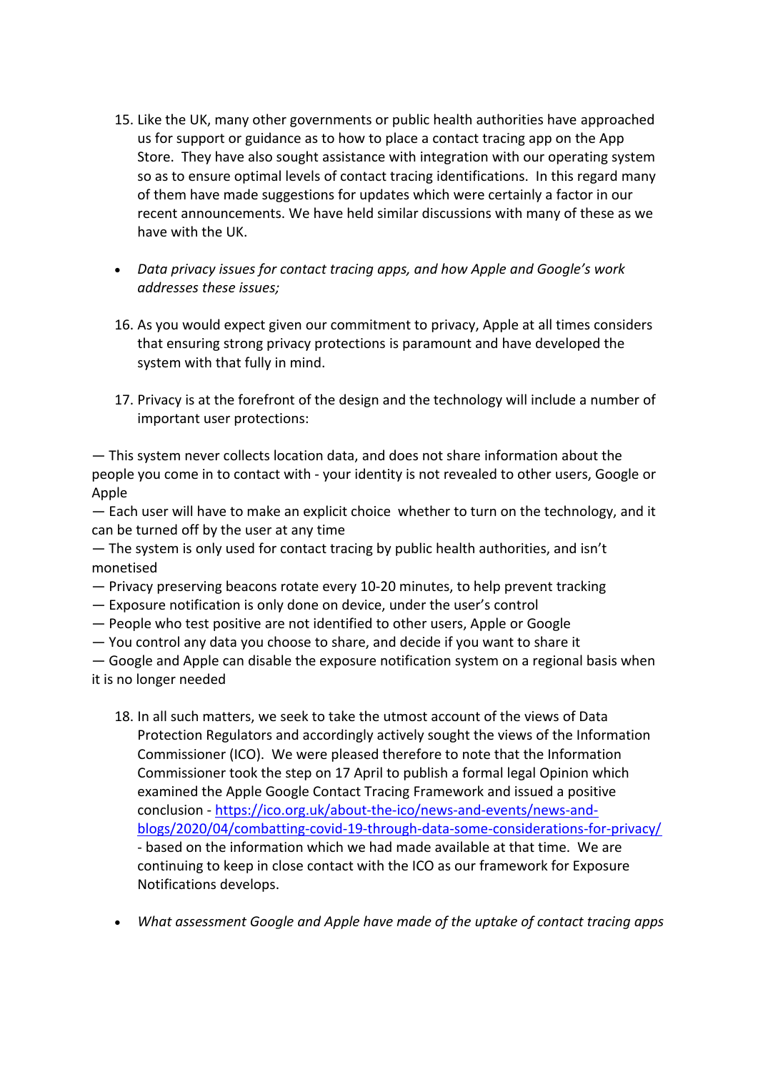15. Like the UK, many other governments or public health authorities have approached us for support or guidance as to how to place a contact tracing app on the App Store. They have also sought assistance with integration with our operating system so as to ensure optimal levels of contact tracing identifications. In this regard many of them have made suggestions for updates which were certainly a factor in our recent announcements. We have held similar discussions with many of these as we have with the UK.

- *Data privacy issues for contact tracing apps, and how Apple and Google's work addresses these issues;*

16. As you would expect given our commitment to privacy, Apple at all times considers that ensuring strong privacy protections is paramount and have developed the system with that fully in mind.

17. Privacy is at the forefront of the design and the technology will include a number of important user protections:

— This system never collects location data, and does not share information about the people you come in to contact with - your identity is not revealed to other users, Google or Apple
— Each user will have to make an explicit choice whether to turn on the technology, and it can be turned off by the user at any time
— The system is only used for contact tracing by public health authorities, and isn't monetised
— Privacy preserving beacons rotate every 10-20 minutes, to help prevent tracking
— Exposure notification is only done on device, under the user's control
— People who test positive are not identified to other users, Apple or Google
— You control any data you choose to share, and decide if you want to share it
— Google and Apple can disable the exposure notification system on a regional basis when it is no longer needed

18. In all such matters, we seek to take the utmost account of the views of Data Protection Regulators and accordingly actively sought the views of the Information Commissioner (ICO). We were pleased therefore to note that the Information Commissioner took the step on 17 April to publish a formal legal Opinion which examined the Apple Google Contact Tracing Framework and issued a positive conclusion - https://ico.org.uk/about-the-ico/news-and-events/news-and-blogs/2020/04/combatting-covid-19-through-data-some-considerations-for-privacy/ - based on the information which we had made available at that time. We are continuing to keep in close contact with the ICO as our framework for Exposure Notifications develops.

- *What assessment Google and Apple have made of the uptake of contact tracing apps*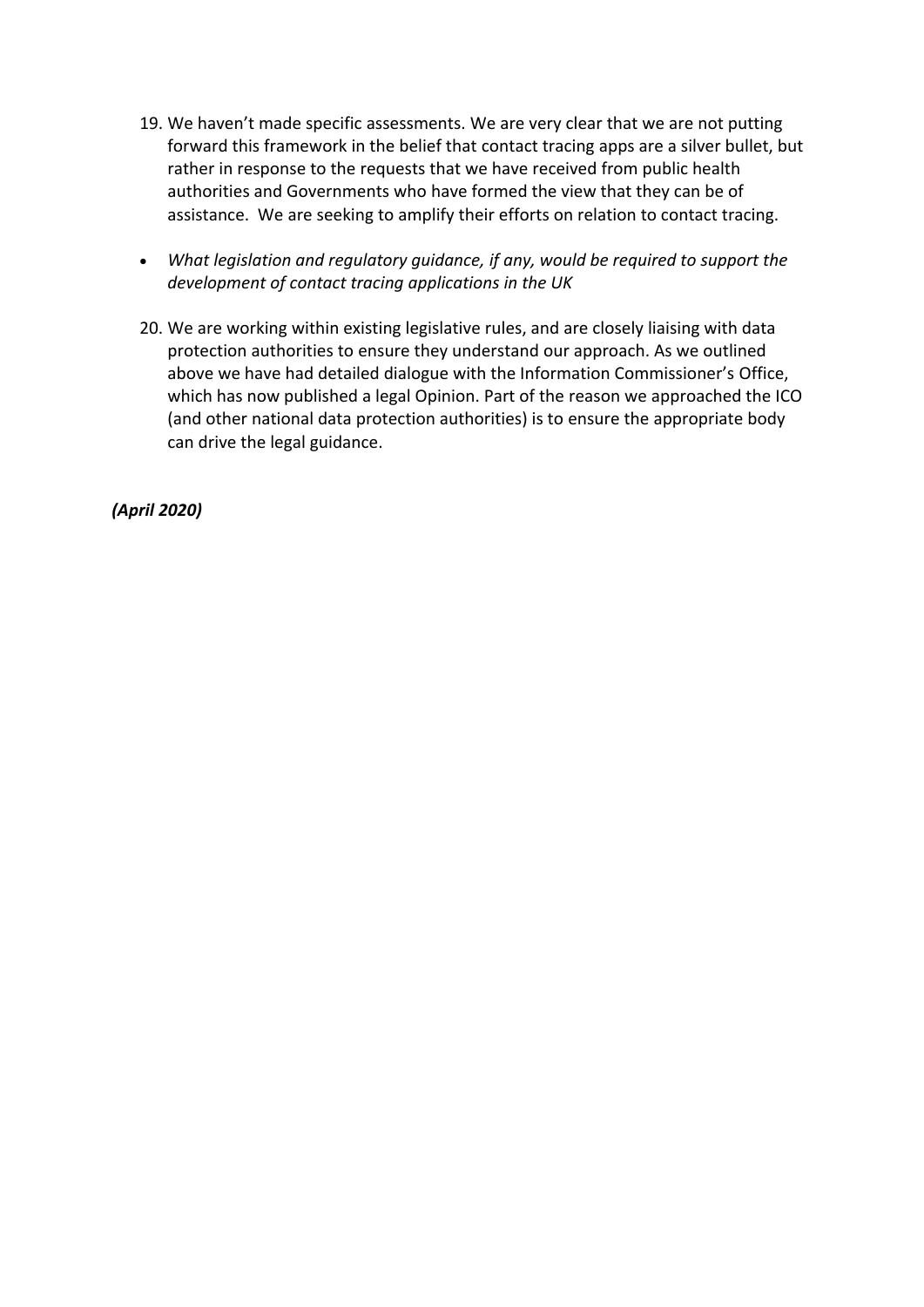19. We haven't made specific assessments. We are very clear that we are not putting forward this framework in the belief that contact tracing apps are a silver bullet, but rather in response to the requests that we have received from public health authorities and Governments who have formed the view that they can be of assistance. We are seeking to amplify their efforts on relation to contact tracing.

- *What legislation and regulatory guidance, if any, would be required to support the development of contact tracing applications in the UK*

20. We are working within existing legislative rules, and are closely liaising with data protection authorities to ensure they understand our approach. As we outlined above we have had detailed dialogue with the Information Commissioner's Office, which has now published a legal Opinion. Part of the reason we approached the ICO (and other national data protection authorities) is to ensure the appropriate body can drive the legal guidance.

***(April 2020)***